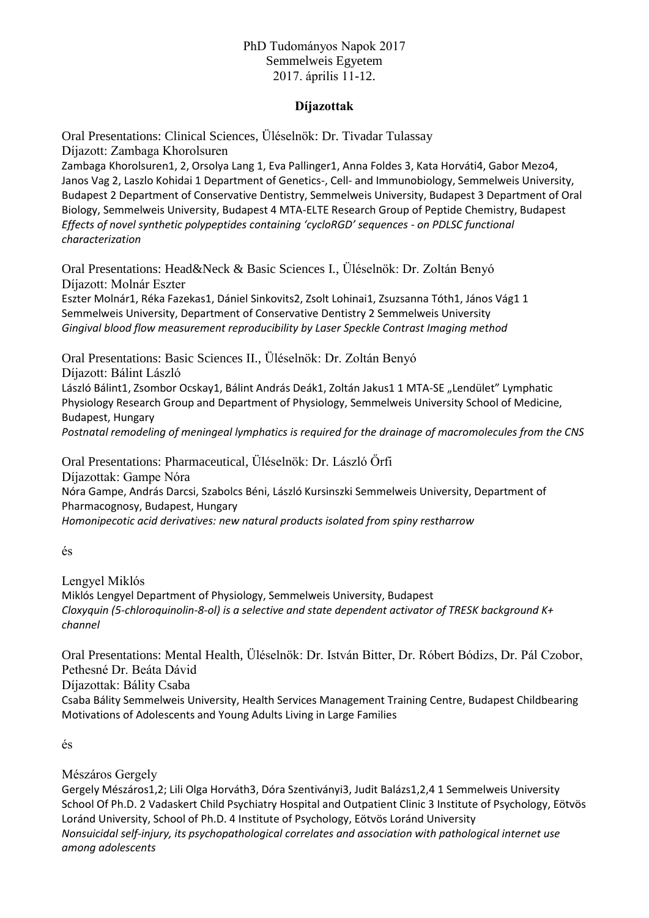PhD Tudományos Napok 2017
Semmelweis Egyetem
2017. április 11-12.

**Díjazottak**

Oral Presentations: Clinical Sciences, Üléselnök: Dr. Tivadar Tulassay
Díjazott: Zambaga Khorolsuren

Zambaga Khorolsuren1, 2, Orsolya Lang 1, Eva Pallinger1, Anna Foldes 3, Kata Horváti4, Gabor Mezo4, Janos Vag 2, Laszlo Kohidai 1 Department of Genetics-, Cell- and Immunobiology, Semmelweis University, Budapest 2 Department of Conservative Dentistry, Semmelweis University, Budapest 3 Department of Oral Biology, Semmelweis University, Budapest 4 MTA-ELTE Research Group of Peptide Chemistry, Budapest
*Effects of novel synthetic polypeptides containing 'cycloRGD' sequences - on PDLSC functional characterization*

Oral Presentations: Head&Neck & Basic Sciences I., Üléselnök: Dr. Zoltán Benyó
Díjazott: Molnár Eszter

Eszter Molnár1, Réka Fazekas1, Dániel Sinkovits2, Zsolt Lohinai1, Zsuzsanna Tóth1, János Vág1 1 Semmelweis University, Department of Conservative Dentistry 2 Semmelweis University
*Gingival blood flow measurement reproducibility by Laser Speckle Contrast Imaging method*

Oral Presentations: Basic Sciences II., Üléselnök: Dr. Zoltán Benyó
Díjazott: Bálint László

László Bálint1, Zsombor Ocskay1, Bálint András Deák1, Zoltán Jakus1 1 MTA-SE „Lendület" Lymphatic Physiology Research Group and Department of Physiology, Semmelweis University School of Medicine, Budapest, Hungary
*Postnatal remodeling of meningeal lymphatics is required for the drainage of macromolecules from the CNS*

Oral Presentations: Pharmaceutical, Üléselnök: Dr. László Őrfi
Díjazottak: Gampe Nóra

Nóra Gampe, András Darcsi, Szabolcs Béni, László Kursinszki Semmelweis University, Department of Pharmacognosy, Budapest, Hungary
*Homonipecotic acid derivatives: new natural products isolated from spiny restharrow*

és

Lengyel Miklós

Miklós Lengyel Department of Physiology, Semmelweis University, Budapest
*Cloxyquin (5-chloroquinolin-8-ol) is a selective and state dependent activator of TRESK background K+ channel*

Oral Presentations: Mental Health, Üléselnök: Dr. István Bitter, Dr. Róbert Bódizs, Dr. Pál Czobor, Pethesné Dr. Beáta Dávid
Díjazottak: Bálity Csaba

Csaba Bálity Semmelweis University, Health Services Management Training Centre, Budapest Childbearing Motivations of Adolescents and Young Adults Living in Large Families

és

Mészáros Gergely

Gergely Mészáros1,2; Lili Olga Horváth3, Dóra Szentiványi3, Judit Balázs1,2,4 1 Semmelweis University School Of Ph.D. 2 Vadaskert Child Psychiatry Hospital and Outpatient Clinic 3 Institute of Psychology, Eötvös Loránd University, School of Ph.D. 4 Institute of Psychology, Eötvös Loránd University
*Nonsuicidal self-injury, its psychopathological correlates and association with pathological internet use among adolescents*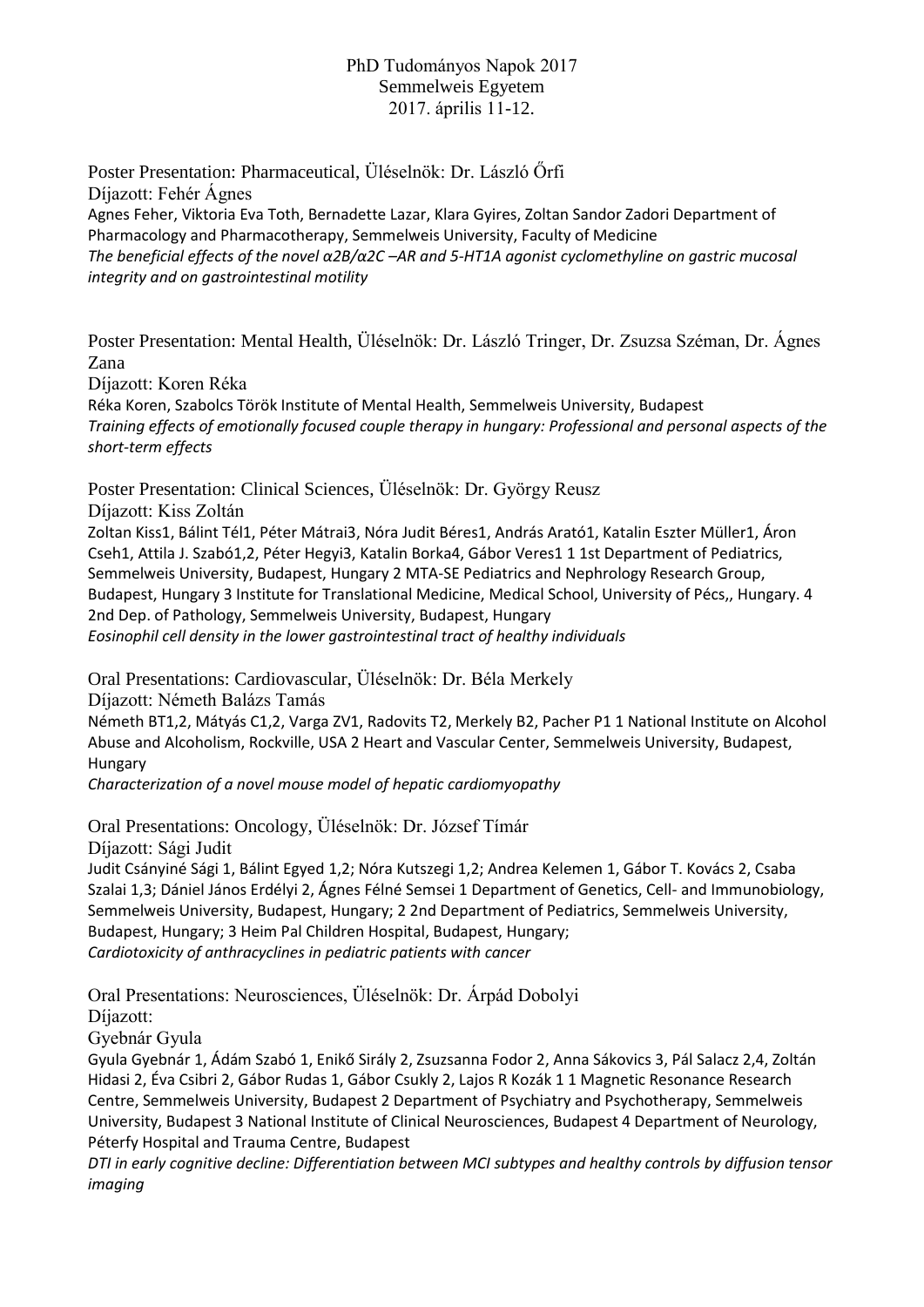PhD Tudományos Napok 2017
Semmelweis Egyetem
2017. április 11-12.

Poster Presentation: Pharmaceutical, Üléselnök: Dr. László Őrfi
Díjazott: Fehér Ágnes
Agnes Feher, Viktoria Eva Toth, Bernadette Lazar, Klara Gyires, Zoltan Sandor Zadori Department of Pharmacology and Pharmacotherapy, Semmelweis University, Faculty of Medicine
*The beneficial effects of the novel α2B/α2C –AR and 5-HT1A agonist cyclomethyline on gastric mucosal integrity and on gastrointestinal motility*

Poster Presentation: Mental Health, Üléselnök: Dr. László Tringer, Dr. Zsuzsa Széman, Dr. Ágnes Zana
Díjazott: Koren Réka
Réka Koren, Szabolcs Török Institute of Mental Health, Semmelweis University, Budapest
*Training effects of emotionally focused couple therapy in hungary: Professional and personal aspects of the short-term effects*

Poster Presentation: Clinical Sciences, Üléselnök: Dr. György Reusz
Díjazott: Kiss Zoltán
Zoltan Kiss1, Bálint Tél1, Péter Mátrai3, Nóra Judit Béres1, András Arató1, Katalin Eszter Müller1, Áron Cseh1, Attila J. Szabó1,2, Péter Hegyi3, Katalin Borka4, Gábor Veres1 1 1st Department of Pediatrics, Semmelweis University, Budapest, Hungary 2 MTA-SE Pediatrics and Nephrology Research Group, Budapest, Hungary 3 Institute for Translational Medicine, Medical School, University of Pécs,, Hungary. 4 2nd Dep. of Pathology, Semmelweis University, Budapest, Hungary
*Eosinophil cell density in the lower gastrointestinal tract of healthy individuals*

Oral Presentations: Cardiovascular, Üléselnök: Dr. Béla Merkely
Díjazott: Németh Balázs Tamás
Németh BT1,2, Mátyás C1,2, Varga ZV1, Radovits T2, Merkely B2, Pacher P1 1 National Institute on Alcohol Abuse and Alcoholism, Rockville, USA 2 Heart and Vascular Center, Semmelweis University, Budapest, Hungary
*Characterization of a novel mouse model of hepatic cardiomyopathy*

Oral Presentations: Oncology, Üléselnök: Dr. József Tímár
Díjazott: Sági Judit
Judit Csányiné Sági 1, Bálint Egyed 1,2; Nóra Kutszegi 1,2; Andrea Kelemen 1, Gábor T. Kovács 2, Csaba Szalai 1,3; Dániel János Erdélyi 2, Ágnes Félné Semsei 1 Department of Genetics, Cell- and Immunobiology, Semmelweis University, Budapest, Hungary; 2 2nd Department of Pediatrics, Semmelweis University, Budapest, Hungary; 3 Heim Pal Children Hospital, Budapest, Hungary;
*Cardiotoxicity of anthracyclines in pediatric patients with cancer*

Oral Presentations: Neurosciences, Üléselnök: Dr. Árpád Dobolyi
Díjazott:
Gyebnár Gyula
Gyula Gyebnár 1, Ádám Szabó 1, Enikő Sirály 2, Zsuzsanna Fodor 2, Anna Sákovics 3, Pál Salacz 2,4, Zoltán Hidasi 2, Éva Csibri 2, Gábor Rudas 1, Gábor Csukly 2, Lajos R Kozák 1 1 Magnetic Resonance Research Centre, Semmelweis University, Budapest 2 Department of Psychiatry and Psychotherapy, Semmelweis University, Budapest 3 National Institute of Clinical Neurosciences, Budapest 4 Department of Neurology, Péterfy Hospital and Trauma Centre, Budapest
*DTI in early cognitive decline: Differentiation between MCI subtypes and healthy controls by diffusion tensor imaging*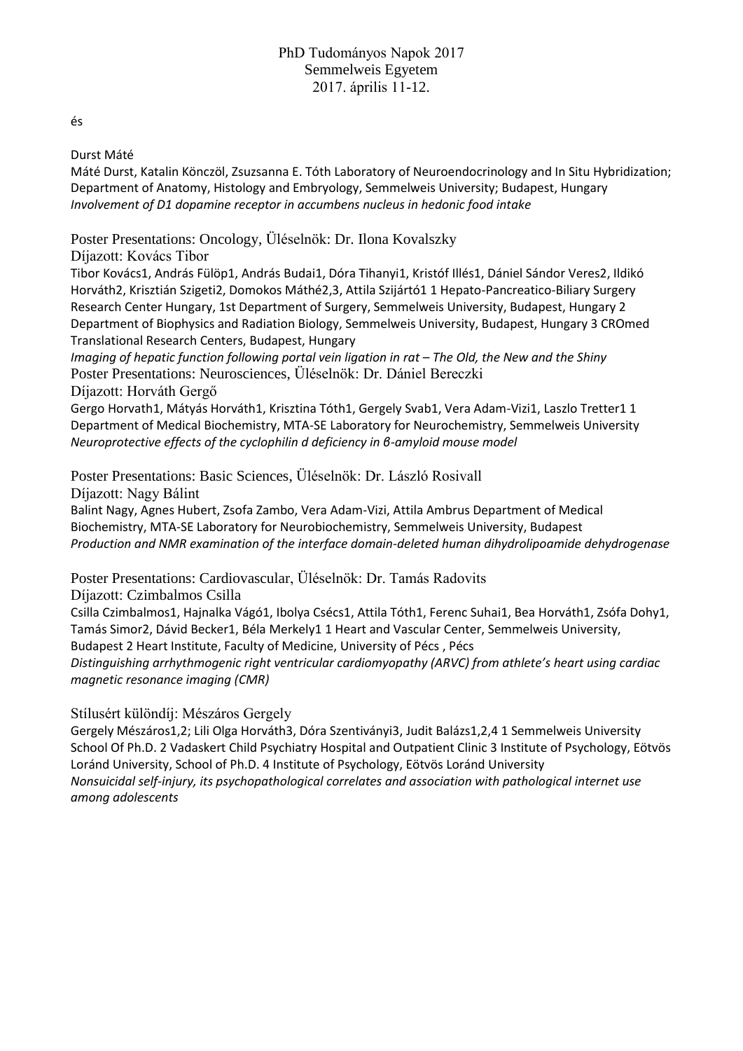és

Durst Máté

Máté Durst, Katalin Könczöl, Zsuzsanna E. Tóth Laboratory of Neuroendocrinology and In Situ Hybridization; Department of Anatomy, Histology and Embryology, Semmelweis University; Budapest, Hungary

*Involvement of D1 dopamine receptor in accumbens nucleus in hedonic food intake*

Poster Presentations: Oncology, Üléselnök: Dr. Ilona Kovalszky

Díjazott: Kovács Tibor

Tibor Kovács1, András Fülöp1, András Budai1, Dóra Tihanyi1, Kristóf Illés1, Dániel Sándor Veres2, Ildikó Horváth2, Krisztián Szigeti2, Domokos Máthé2,3, Attila Szijártó1 1 Hepato-Pancreatico-Biliary Surgery Research Center Hungary, 1st Department of Surgery, Semmelweis University, Budapest, Hungary 2 Department of Biophysics and Radiation Biology, Semmelweis University, Budapest, Hungary 3 CROmed Translational Research Centers, Budapest, Hungary

*Imaging of hepatic function following portal vein ligation in rat – The Old, the New and the Shiny*

Poster Presentations: Neurosciences, Üléselnök: Dr. Dániel Bereczki

Díjazott: Horváth Gergő

Gergo Horvath1, Mátyás Horváth1, Krisztina Tóth1, Gergely Svab1, Vera Adam-Vizi1, Laszlo Tretter1 1 Department of Medical Biochemistry, MTA-SE Laboratory for Neurochemistry, Semmelweis University

*Neuroprotective effects of the cyclophilin d deficiency in β-amyloid mouse model*

Poster Presentations: Basic Sciences, Üléselnök: Dr. László Rosivall

Díjazott: Nagy Bálint

Balint Nagy, Agnes Hubert, Zsofa Zambo, Vera Adam-Vizi, Attila Ambrus Department of Medical Biochemistry, MTA-SE Laboratory for Neurobiochemistry, Semmelweis University, Budapest

*Production and NMR examination of the interface domain-deleted human dihydrolipoamide dehydrogenase*

Poster Presentations: Cardiovascular, Üléselnök: Dr. Tamás Radovits

Díjazott: Czimbalmos Csilla

Csilla Czimbalmos1, Hajnalka Vágó1, Ibolya Csécs1, Attila Tóth1, Ferenc Suhai1, Bea Horváth1, Zsófa Dohy1, Tamás Simor2, Dávid Becker1, Béla Merkely1 1 Heart and Vascular Center, Semmelweis University, Budapest 2 Heart Institute, Faculty of Medicine, University of Pécs , Pécs

*Distinguishing arrhythmogenic right ventricular cardiomyopathy (ARVC) from athlete's heart using cardiac magnetic resonance imaging (CMR)*

Stílusért különdíj: Mészáros Gergely

Gergely Mészáros1,2; Lili Olga Horváth3, Dóra Szentiványi3, Judit Balázs1,2,4 1 Semmelweis University School Of Ph.D. 2 Vadaskert Child Psychiatry Hospital and Outpatient Clinic 3 Institute of Psychology, Eötvös Loránd University, School of Ph.D. 4 Institute of Psychology, Eötvös Loránd University

*Nonsuicidal self-injury, its psychopathological correlates and association with pathological internet use among adolescents*